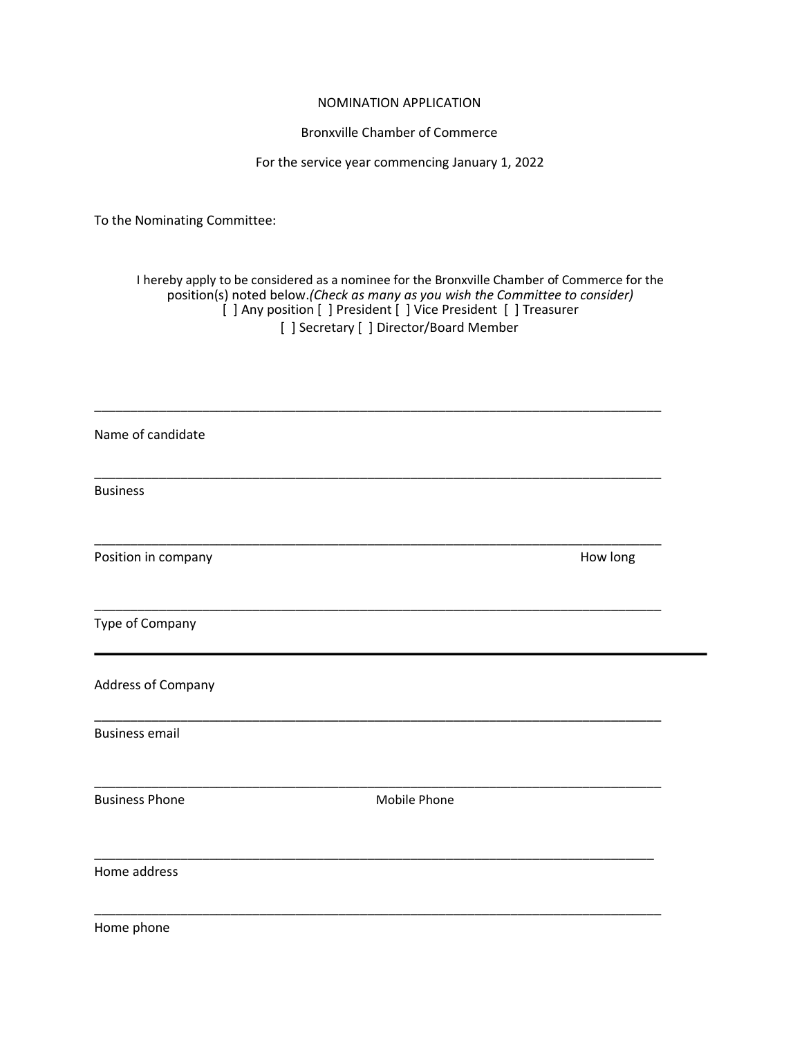NOMINATION APPLICATION

Bronxville Chamber of Commerce

For the service year commencing January 1, 2022

To the Nominating Committee:

I hereby apply to be considered as a nominee for the Bronxville Chamber of Commerce for the position(s) noted below.*(Check as many as you wish the Committee to consider)*
[ ] Any position [ ] President [ ] Vice President [ ] Treasurer
[ ] Secretary [ ] Director/Board Member

___________________________________________________________________________

Name of candidate

___________________________________________________________________________

Business

___________________________________________________________________________

Position in company How long

___________________________________________________________________________

Type of Company

___________________________________________________________________________

Address of Company

___________________________________________________________________________

Business email

___________________________________________________________________________

Business Phone Mobile Phone

___________________________________________________________________________

Home address

___________________________________________________________________________

Home phone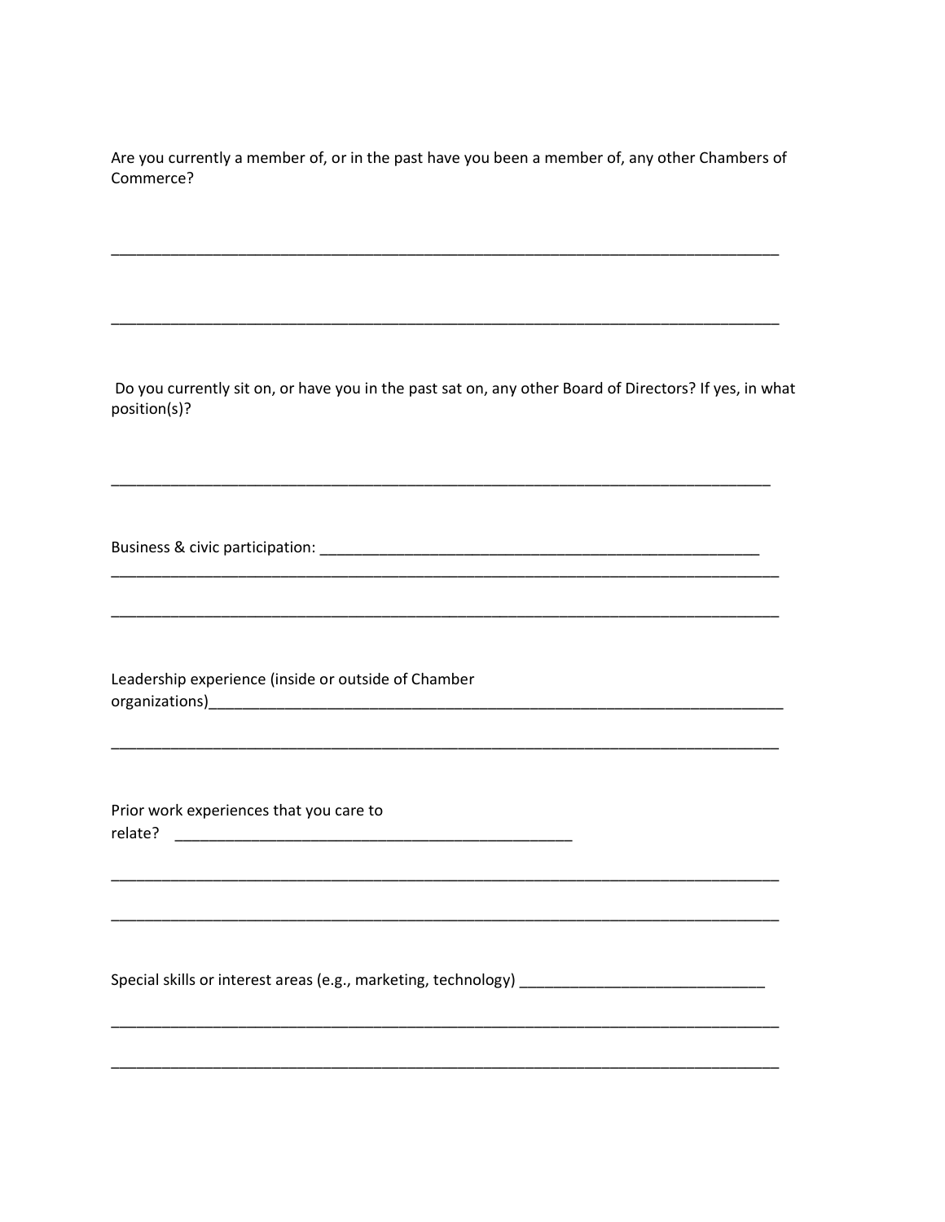Are you currently a member of, or in the past have you been a member of, any other Chambers of Commerce?

___________________________________________________________________________

___________________________________________________________________________

Do you currently sit on, or have you in the past sat on, any other Board of Directors? If yes, in what position(s)?

___________________________________________________________________________

Business & civic participation: _________________________________________________

___________________________________________________________________________

___________________________________________________________________________

Leadership experience (inside or outside of Chamber organizations)_____________________________________________________________

___________________________________________________________________________

Prior work experiences that you care to relate? _____________________________________________

___________________________________________________________________________

___________________________________________________________________________

Special skills or interest areas (e.g., marketing, technology) ___________________________

___________________________________________________________________________

___________________________________________________________________________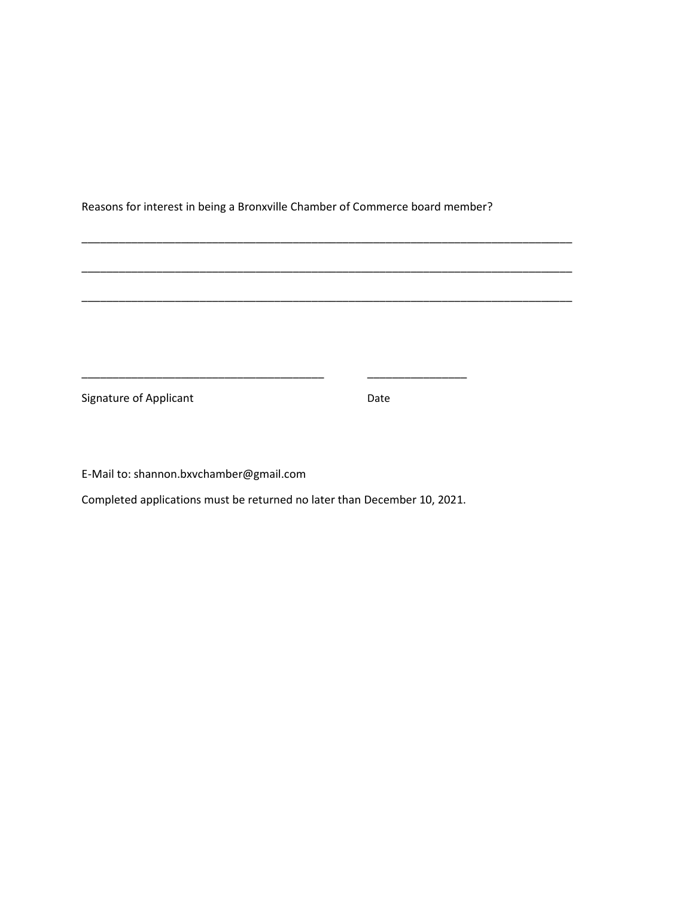Reasons for interest in being a Bronxville Chamber of Commerce board member?

___________________________________________________________________________

___________________________________________________________________________

___________________________________________________________________________

_____________________________________ _______________

Signature of Applicant Date

E-Mail to: shannon.bxvchamber@gmail.com

Completed applications must be returned no later than December 10, 2021.